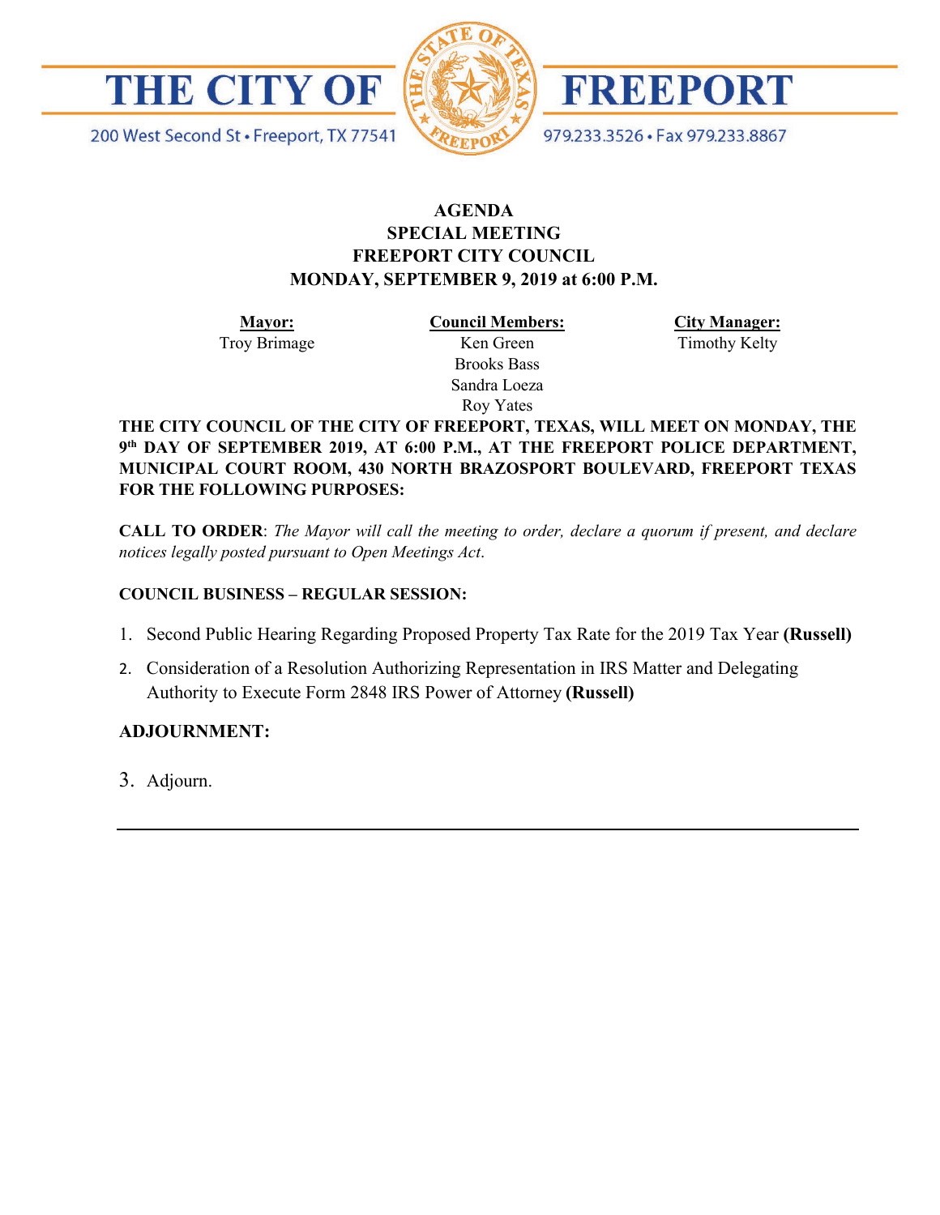# THE CITY OF FREEPORT

200 West Second St • Freeport, TX 77541

979.233.3526 • Fax 979.233.8867

## AGENDA
## SPECIAL MEETING
## FREEPORT CITY COUNCIL
## MONDAY, SEPTEMBER 9, 2019 at 6:00 P.M.

| **Mayor:** | **Council Members:** | **City Manager:** |
|---|---|---|
| Troy Brimage | Ken Green | Timothy Kelty |
| | Brooks Bass | |
| | Sandra Loeza | |
| | Roy Yates | |

**THE CITY COUNCIL OF THE CITY OF FREEPORT, TEXAS, WILL MEET ON MONDAY, THE 9th DAY OF SEPTEMBER 2019, AT 6:00 P.M., AT THE FREEPORT POLICE DEPARTMENT, MUNICIPAL COURT ROOM, 430 NORTH BRAZOSPORT BOULEVARD, FREEPORT TEXAS FOR THE FOLLOWING PURPOSES:**

**CALL TO ORDER**: *The Mayor will call the meeting to order, declare a quorum if present, and declare notices legally posted pursuant to Open Meetings Act.*

**COUNCIL BUSINESS – REGULAR SESSION:**

1. Second Public Hearing Regarding Proposed Property Tax Rate for the 2019 Tax Year **(Russell)**
2. Consideration of a Resolution Authorizing Representation in IRS Matter and Delegating Authority to Execute Form 2848 IRS Power of Attorney **(Russell)**

**ADJOURNMENT:**

3. Adjourn.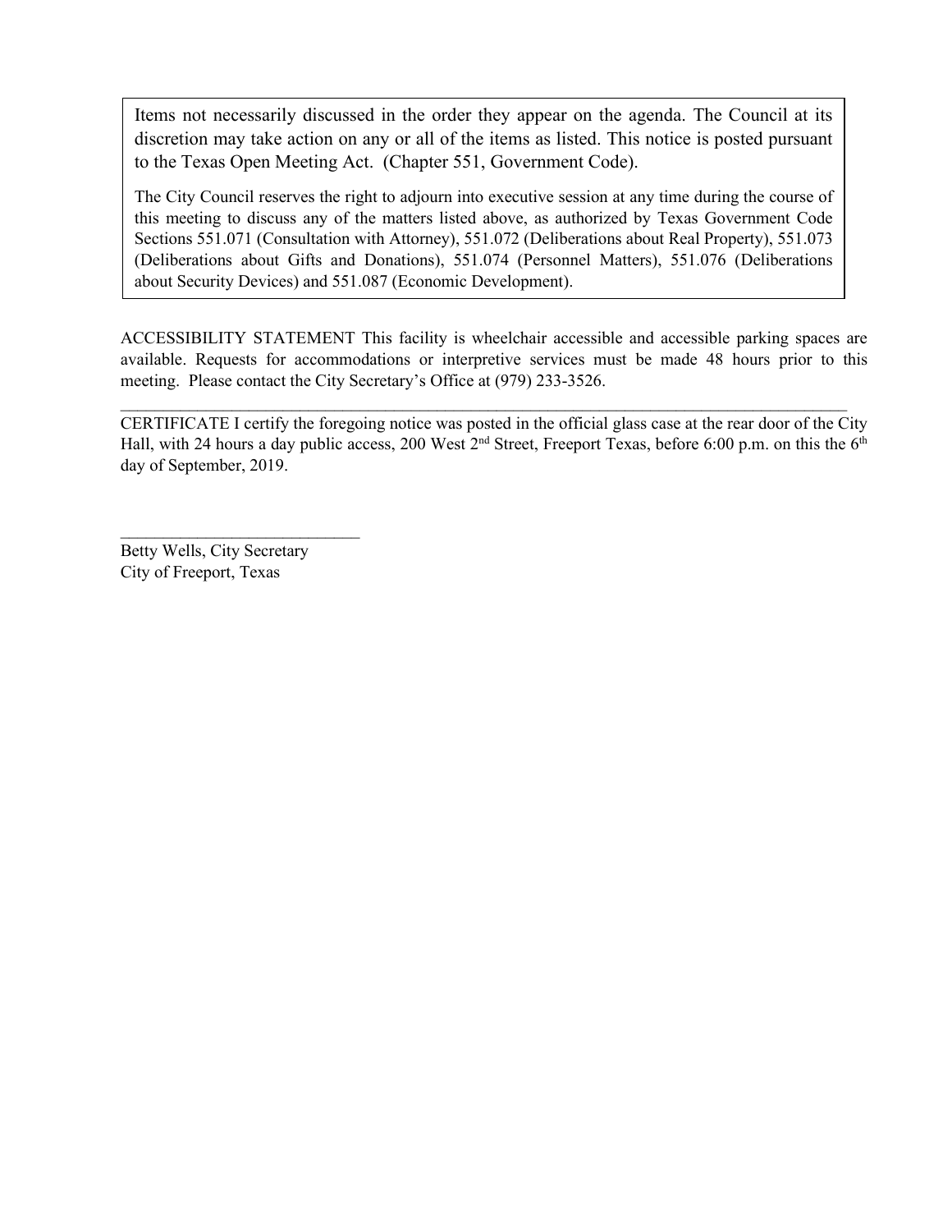Items not necessarily discussed in the order they appear on the agenda. The Council at its discretion may take action on any or all of the items as listed. This notice is posted pursuant to the Texas Open Meeting Act. (Chapter 551, Government Code).

The City Council reserves the right to adjourn into executive session at any time during the course of this meeting to discuss any of the matters listed above, as authorized by Texas Government Code Sections 551.071 (Consultation with Attorney), 551.072 (Deliberations about Real Property), 551.073 (Deliberations about Gifts and Donations), 551.074 (Personnel Matters), 551.076 (Deliberations about Security Devices) and 551.087 (Economic Development).

ACCESSIBILITY STATEMENT This facility is wheelchair accessible and accessible parking spaces are available. Requests for accommodations or interpretive services must be made 48 hours prior to this meeting. Please contact the City Secretary's Office at (979) 233-3526.

---

CERTIFICATE I certify the foregoing notice was posted in the official glass case at the rear door of the City Hall, with 24 hours a day public access, 200 West 2nd Street, Freeport Texas, before 6:00 p.m. on this the 6th day of September, 2019.

\_\_\_\_\_\_\_\_\_\_\_\_\_\_\_\_\_\_\_\_\_\_\_\_\_\_\_\_

Betty Wells, City Secretary
City of Freeport, Texas